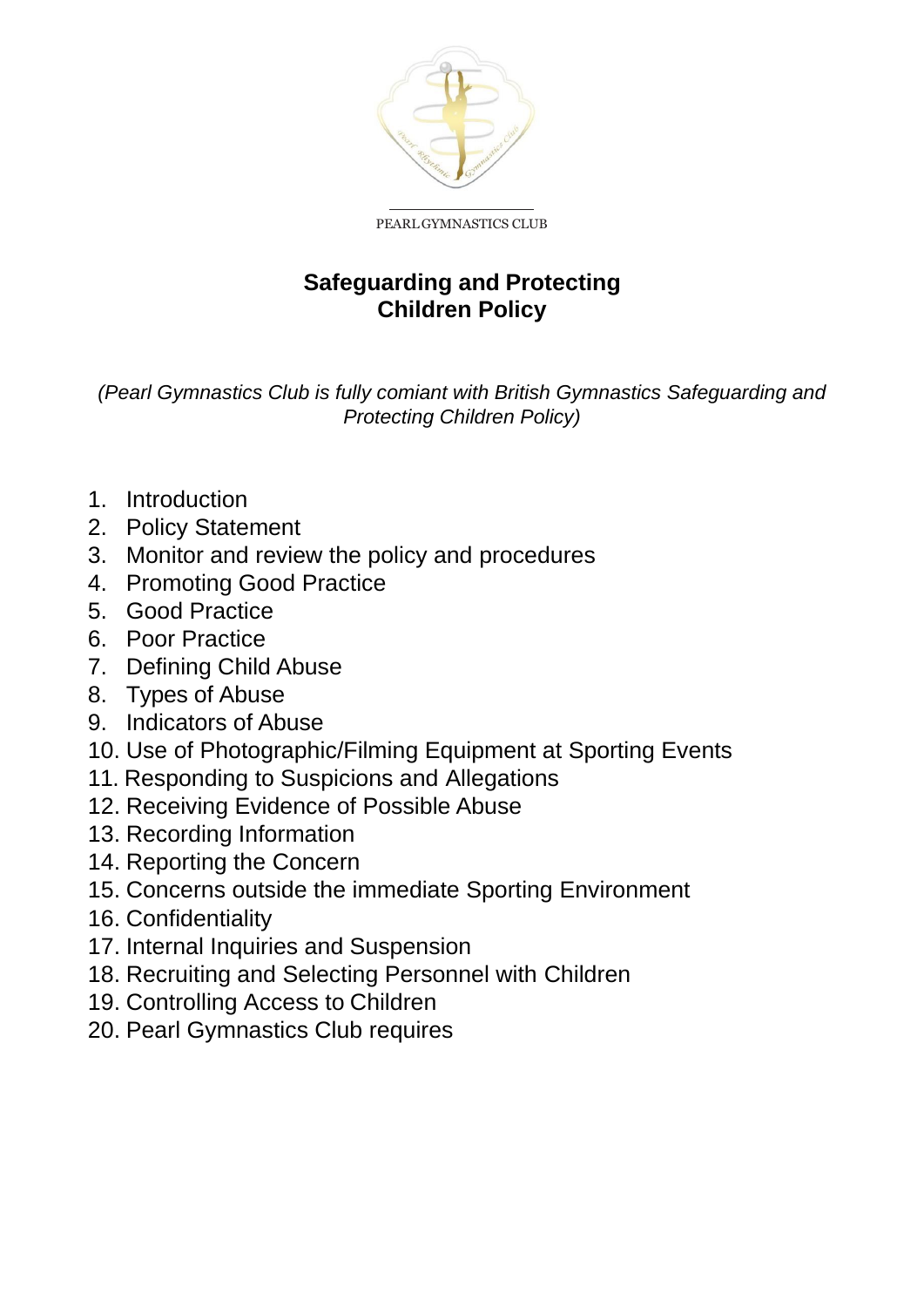PEARL GYMNASTICS CLUB

# Safeguarding and Protecting Children Policy

*(Pearl Gymnastics Club is fully comiant with British Gymnastics Safeguarding and Protecting Children Policy)*

1. Introduction
2. Policy Statement
3. Monitor and review the policy and procedures
4. Promoting Good Practice
5. Good Practice
6. Poor Practice
7. Defining Child Abuse
8. Types of Abuse
9. Indicators of Abuse
10. Use of Photographic/Filming Equipment at Sporting Events
11. Responding to Suspicions and Allegations
12. Receiving Evidence of Possible Abuse
13. Recording Information
14. Reporting the Concern
15. Concerns outside the immediate Sporting Environment
16. Confidentiality
17. Internal Inquiries and Suspension
18. Recruiting and Selecting Personnel with Children
19. Controlling Access to Children
20. Pearl Gymnastics Club requires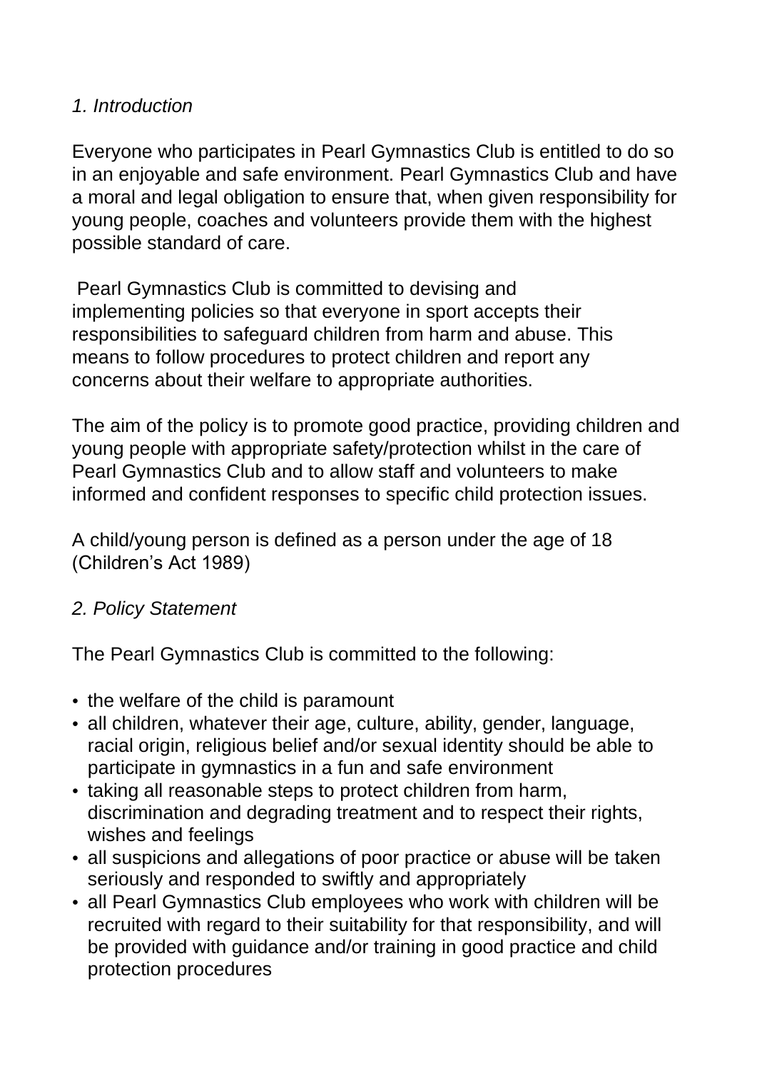*1. Introduction*

Everyone who participates in Pearl Gymnastics Club is entitled to do so in an enjoyable and safe environment. Pearl Gymnastics Club and have a moral and legal obligation to ensure that, when given responsibility for young people, coaches and volunteers provide them with the highest possible standard of care.

Pearl Gymnastics Club is committed to devising and implementing policies so that everyone in sport accepts their responsibilities to safeguard children from harm and abuse. This means to follow procedures to protect children and report any concerns about their welfare to appropriate authorities.

The aim of the policy is to promote good practice, providing children and young people with appropriate safety/protection whilst in the care of Pearl Gymnastics Club and to allow staff and volunteers to make informed and confident responses to specific child protection issues.

A child/young person is defined as a person under the age of 18 (Children's Act 1989)

*2. Policy Statement*

The Pearl Gymnastics Club is committed to the following:

- the welfare of the child is paramount
- all children, whatever their age, culture, ability, gender, language, racial origin, religious belief and/or sexual identity should be able to participate in gymnastics in a fun and safe environment
- taking all reasonable steps to protect children from harm, discrimination and degrading treatment and to respect their rights, wishes and feelings
- all suspicions and allegations of poor practice or abuse will be taken seriously and responded to swiftly and appropriately
- all Pearl Gymnastics Club employees who work with children will be recruited with regard to their suitability for that responsibility, and will be provided with guidance and/or training in good practice and child protection procedures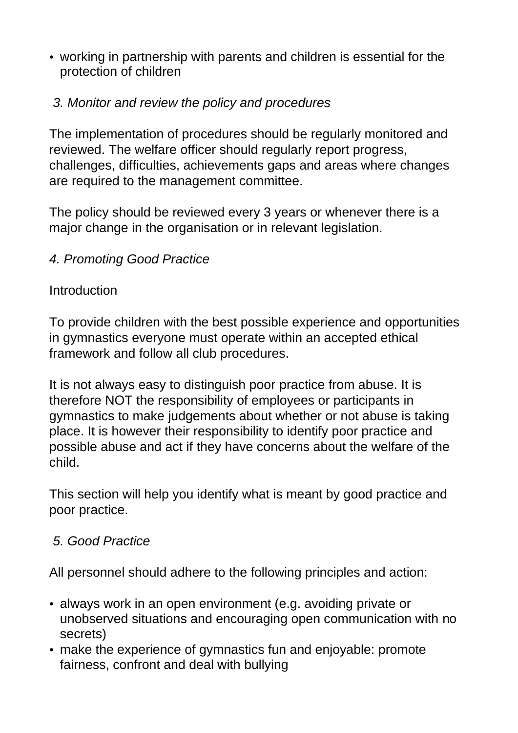- working in partnership with parents and children is essential for the protection of children

*3. Monitor and review the policy and procedures*

The implementation of procedures should be regularly monitored and reviewed. The welfare officer should regularly report progress, challenges, difficulties, achievements gaps and areas where changes are required to the management committee.

The policy should be reviewed every 3 years or whenever there is a major change in the organisation or in relevant legislation.

*4. Promoting Good Practice*

Introduction

To provide children with the best possible experience and opportunities in gymnastics everyone must operate within an accepted ethical framework and follow all club procedures.

It is not always easy to distinguish poor practice from abuse. It is therefore NOT the responsibility of employees or participants in gymnastics to make judgements about whether or not abuse is taking place. It is however their responsibility to identify poor practice and possible abuse and act if they have concerns about the welfare of the child.

This section will help you identify what is meant by good practice and poor practice.

*5. Good Practice*

All personnel should adhere to the following principles and action:

- always work in an open environment (e.g. avoiding private or unobserved situations and encouraging open communication with no secrets)
- make the experience of gymnastics fun and enjoyable: promote fairness, confront and deal with bullying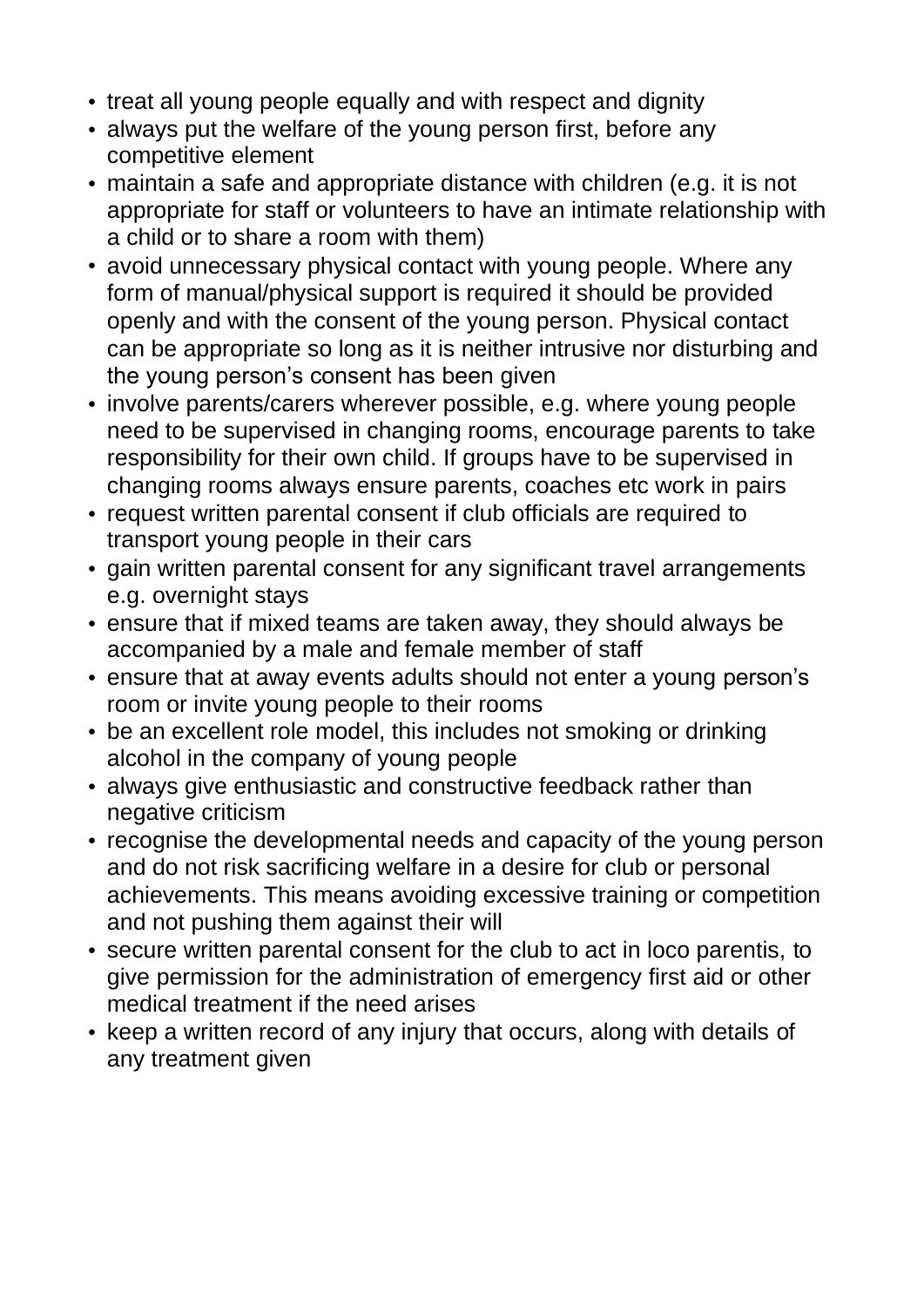- treat all young people equally and with respect and dignity
- always put the welfare of the young person first, before any competitive element
- maintain a safe and appropriate distance with children (e.g. it is not appropriate for staff or volunteers to have an intimate relationship with a child or to share a room with them)
- avoid unnecessary physical contact with young people. Where any form of manual/physical support is required it should be provided openly and with the consent of the young person. Physical contact can be appropriate so long as it is neither intrusive nor disturbing and the young person's consent has been given
- involve parents/carers wherever possible, e.g. where young people need to be supervised in changing rooms, encourage parents to take responsibility for their own child. If groups have to be supervised in changing rooms always ensure parents, coaches etc work in pairs
- request written parental consent if club officials are required to transport young people in their cars
- gain written parental consent for any significant travel arrangements e.g. overnight stays
- ensure that if mixed teams are taken away, they should always be accompanied by a male and female member of staff
- ensure that at away events adults should not enter a young person's room or invite young people to their rooms
- be an excellent role model, this includes not smoking or drinking alcohol in the company of young people
- always give enthusiastic and constructive feedback rather than negative criticism
- recognise the developmental needs and capacity of the young person and do not risk sacrificing welfare in a desire for club or personal achievements. This means avoiding excessive training or competition and not pushing them against their will
- secure written parental consent for the club to act in loco parentis, to give permission for the administration of emergency first aid or other medical treatment if the need arises
- keep a written record of any injury that occurs, along with details of any treatment given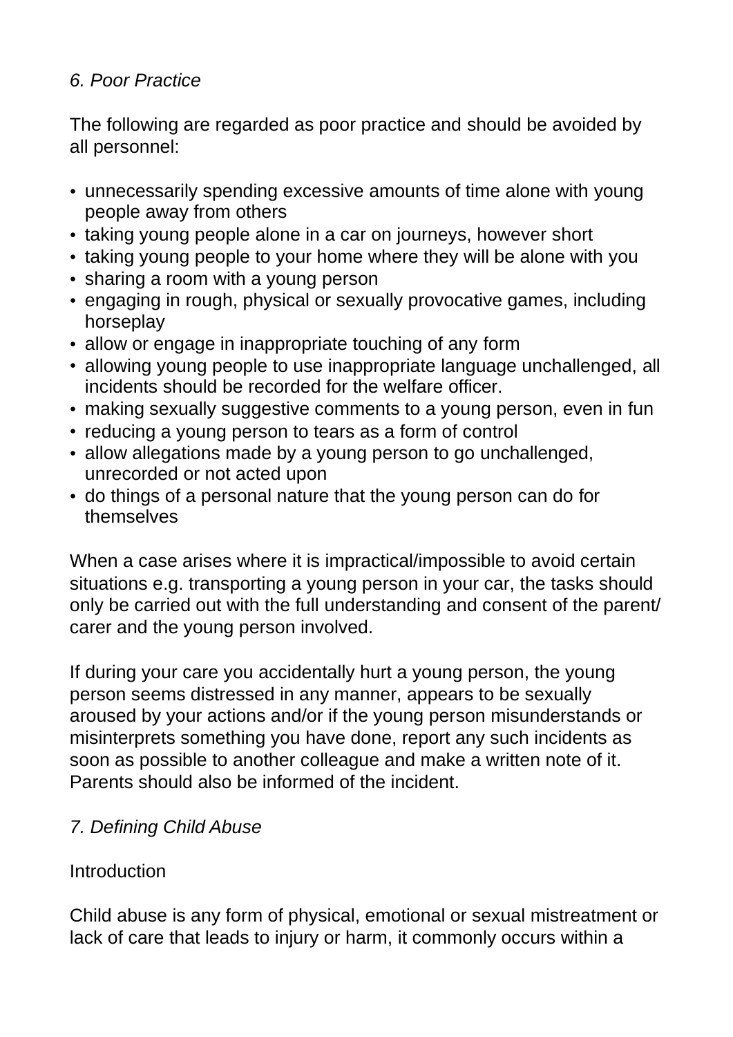*6. Poor Practice*

The following are regarded as poor practice and should be avoided by all personnel:

- unnecessarily spending excessive amounts of time alone with young people away from others
- taking young people alone in a car on journeys, however short
- taking young people to your home where they will be alone with you
- sharing a room with a young person
- engaging in rough, physical or sexually provocative games, including horseplay
- allow or engage in inappropriate touching of any form
- allowing young people to use inappropriate language unchallenged, all incidents should be recorded for the welfare officer.
- making sexually suggestive comments to a young person, even in fun
- reducing a young person to tears as a form of control
- allow allegations made by a young person to go unchallenged, unrecorded or not acted upon
- do things of a personal nature that the young person can do for themselves

When a case arises where it is impractical/impossible to avoid certain situations e.g. transporting a young person in your car, the tasks should only be carried out with the full understanding and consent of the parent/ carer and the young person involved.

If during your care you accidentally hurt a young person, the young person seems distressed in any manner, appears to be sexually aroused by your actions and/or if the young person misunderstands or misinterprets something you have done, report any such incidents as soon as possible to another colleague and make a written note of it. Parents should also be informed of the incident.

*7. Defining Child Abuse*

Introduction

Child abuse is any form of physical, emotional or sexual mistreatment or lack of care that leads to injury or harm, it commonly occurs within a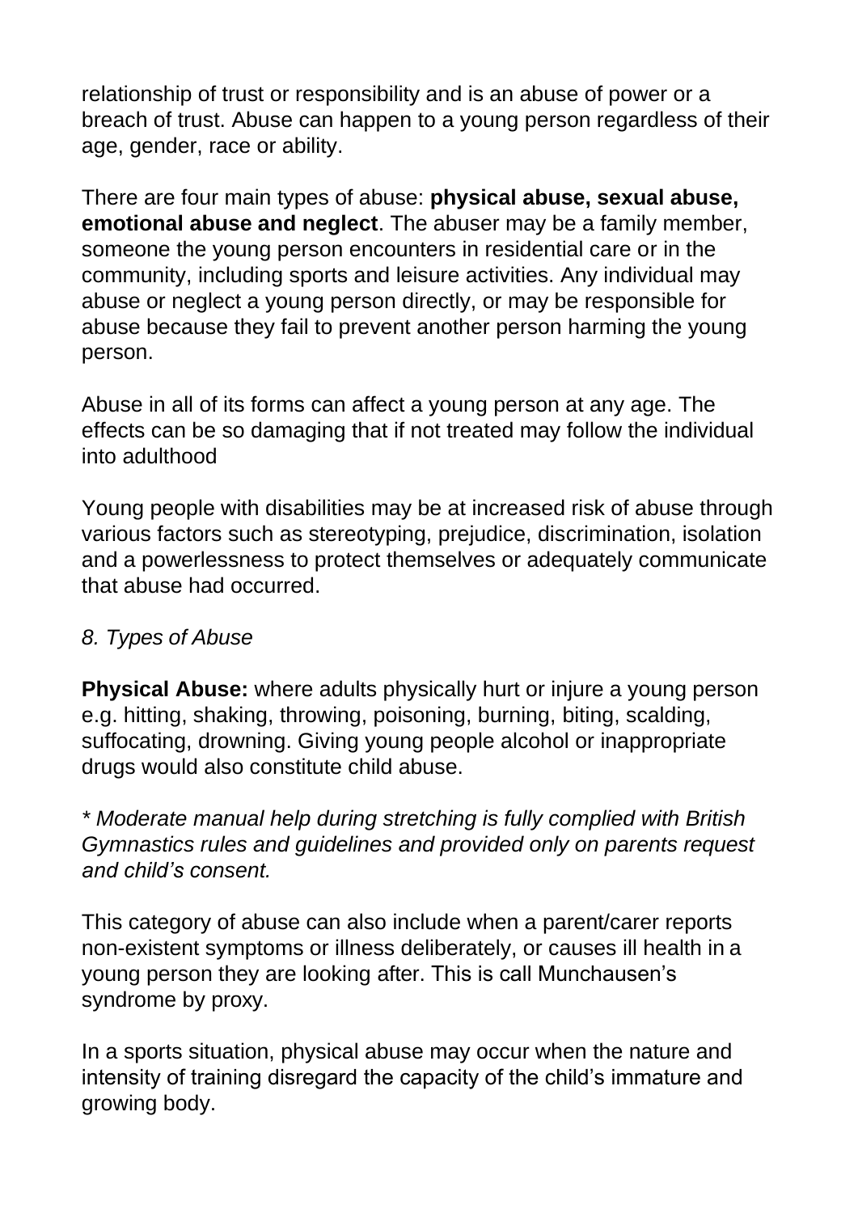relationship of trust or responsibility and is an abuse of power or a breach of trust. Abuse can happen to a young person regardless of their age, gender, race or ability.

There are four main types of abuse: **physical abuse, sexual abuse, emotional abuse and neglect**. The abuser may be a family member, someone the young person encounters in residential care or in the community, including sports and leisure activities. Any individual may abuse or neglect a young person directly, or may be responsible for abuse because they fail to prevent another person harming the young person.

Abuse in all of its forms can affect a young person at any age. The effects can be so damaging that if not treated may follow the individual into adulthood

Young people with disabilities may be at increased risk of abuse through various factors such as stereotyping, prejudice, discrimination, isolation and a powerlessness to protect themselves or adequately communicate that abuse had occurred.

*8. Types of Abuse*

**Physical Abuse:** where adults physically hurt or injure a young person e.g. hitting, shaking, throwing, poisoning, burning, biting, scalding, suffocating, drowning. Giving young people alcohol or inappropriate drugs would also constitute child abuse.

*\* Moderate manual help during stretching is fully complied with British Gymnastics rules and guidelines and provided only on parents request and child's consent.*

This category of abuse can also include when a parent/carer reports non-existent symptoms or illness deliberately, or causes ill health in a young person they are looking after. This is call Munchausen's syndrome by proxy.

In a sports situation, physical abuse may occur when the nature and intensity of training disregard the capacity of the child's immature and growing body.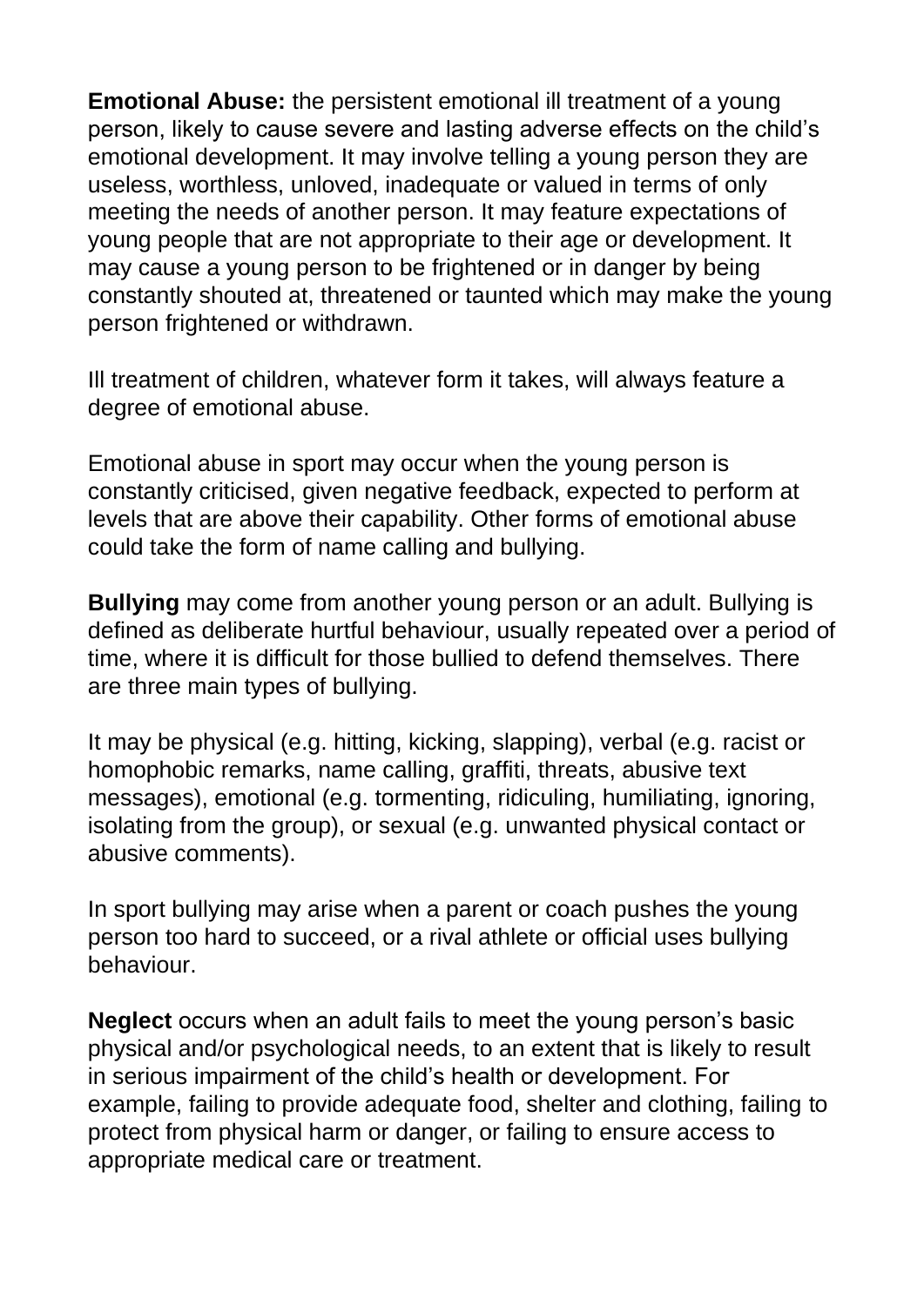**Emotional Abuse:** the persistent emotional ill treatment of a young person, likely to cause severe and lasting adverse effects on the child's emotional development. It may involve telling a young person they are useless, worthless, unloved, inadequate or valued in terms of only meeting the needs of another person. It may feature expectations of young people that are not appropriate to their age or development. It may cause a young person to be frightened or in danger by being constantly shouted at, threatened or taunted which may make the young person frightened or withdrawn.

Ill treatment of children, whatever form it takes, will always feature a degree of emotional abuse.

Emotional abuse in sport may occur when the young person is constantly criticised, given negative feedback, expected to perform at levels that are above their capability. Other forms of emotional abuse could take the form of name calling and bullying.

**Bullying** may come from another young person or an adult. Bullying is defined as deliberate hurtful behaviour, usually repeated over a period of time, where it is difficult for those bullied to defend themselves. There are three main types of bullying.

It may be physical (e.g. hitting, kicking, slapping), verbal (e.g. racist or homophobic remarks, name calling, graffiti, threats, abusive text messages), emotional (e.g. tormenting, ridiculing, humiliating, ignoring, isolating from the group), or sexual (e.g. unwanted physical contact or abusive comments).

In sport bullying may arise when a parent or coach pushes the young person too hard to succeed, or a rival athlete or official uses bullying behaviour.

**Neglect** occurs when an adult fails to meet the young person's basic physical and/or psychological needs, to an extent that is likely to result in serious impairment of the child's health or development. For example, failing to provide adequate food, shelter and clothing, failing to protect from physical harm or danger, or failing to ensure access to appropriate medical care or treatment.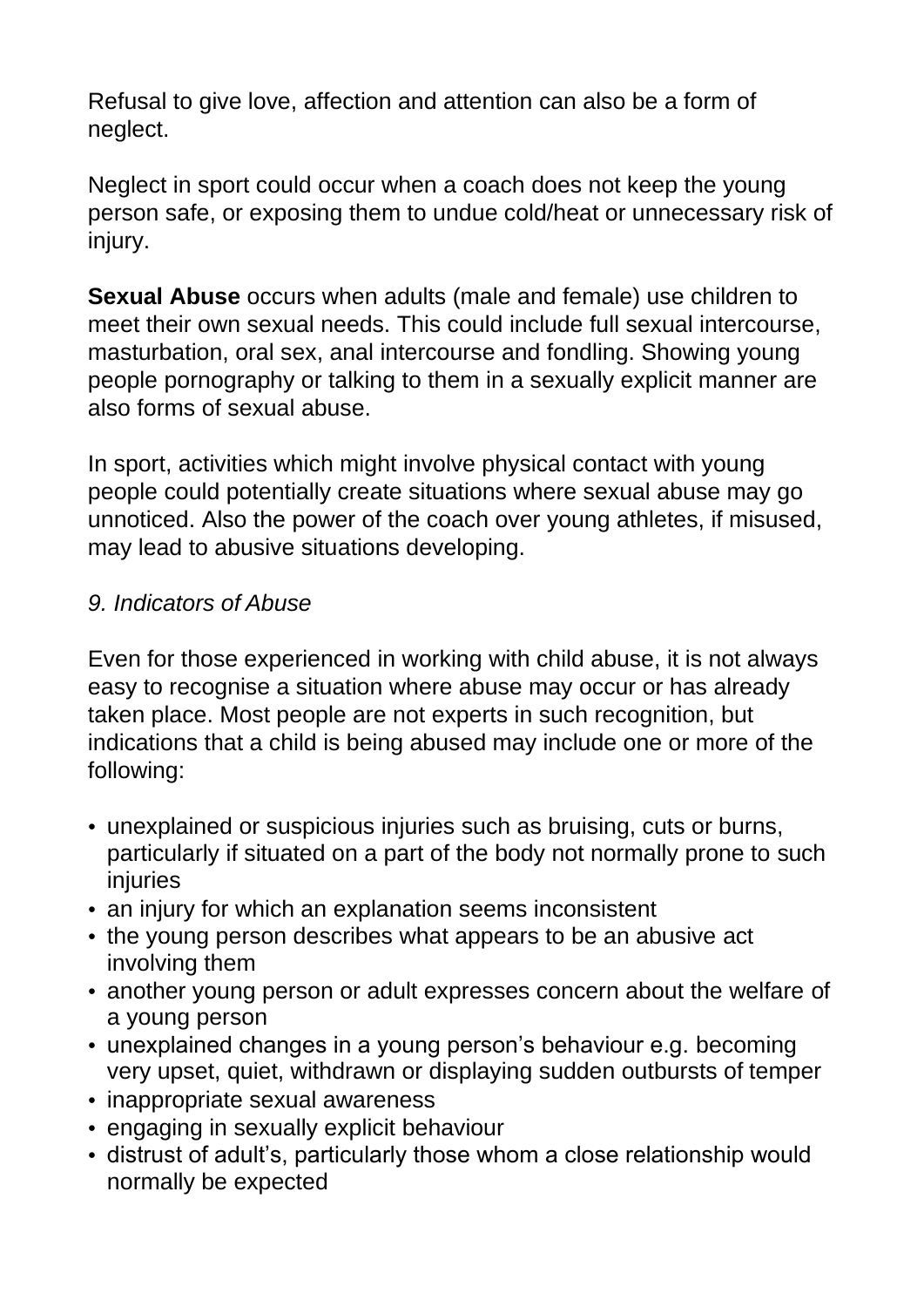Refusal to give love, affection and attention can also be a form of neglect.

Neglect in sport could occur when a coach does not keep the young person safe, or exposing them to undue cold/heat or unnecessary risk of injury.

**Sexual Abuse** occurs when adults (male and female) use children to meet their own sexual needs. This could include full sexual intercourse, masturbation, oral sex, anal intercourse and fondling. Showing young people pornography or talking to them in a sexually explicit manner are also forms of sexual abuse.

In sport, activities which might involve physical contact with young people could potentially create situations where sexual abuse may go unnoticed. Also the power of the coach over young athletes, if misused, may lead to abusive situations developing.

*9. Indicators of Abuse*

Even for those experienced in working with child abuse, it is not always easy to recognise a situation where abuse may occur or has already taken place. Most people are not experts in such recognition, but indications that a child is being abused may include one or more of the following:

- unexplained or suspicious injuries such as bruising, cuts or burns, particularly if situated on a part of the body not normally prone to such injuries
- an injury for which an explanation seems inconsistent
- the young person describes what appears to be an abusive act involving them
- another young person or adult expresses concern about the welfare of a young person
- unexplained changes in a young person's behaviour e.g. becoming very upset, quiet, withdrawn or displaying sudden outbursts of temper
- inappropriate sexual awareness
- engaging in sexually explicit behaviour
- distrust of adult's, particularly those whom a close relationship would normally be expected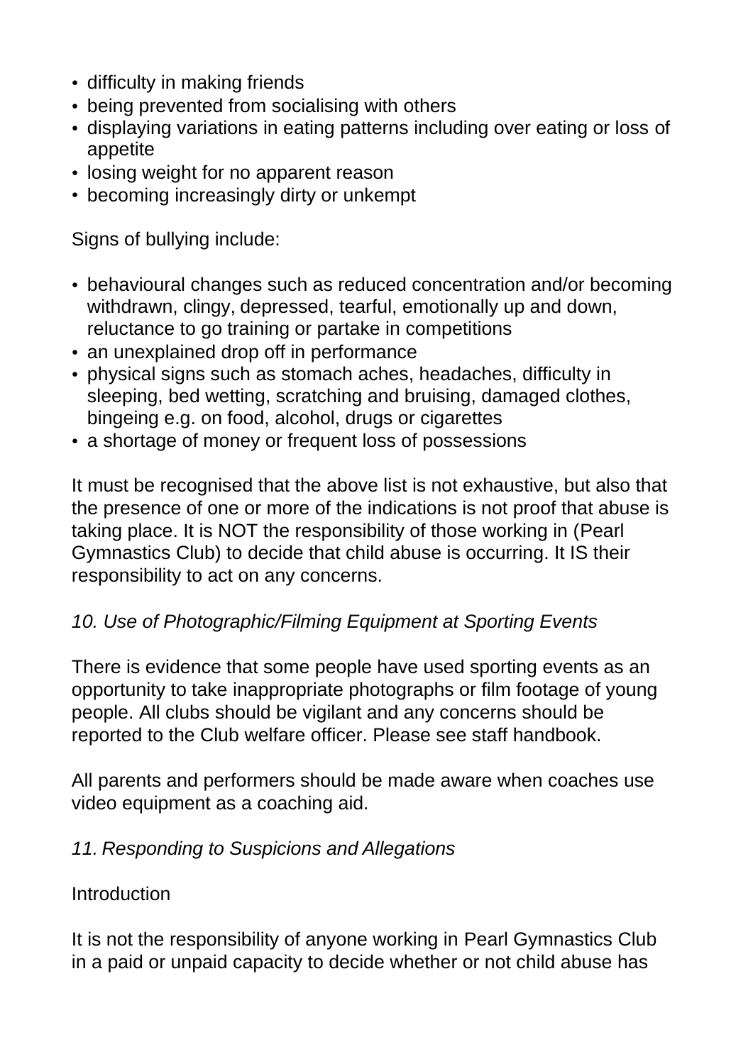- difficulty in making friends
- being prevented from socialising with others
- displaying variations in eating patterns including over eating or loss of appetite
- losing weight for no apparent reason
- becoming increasingly dirty or unkempt

Signs of bullying include:

- behavioural changes such as reduced concentration and/or becoming withdrawn, clingy, depressed, tearful, emotionally up and down, reluctance to go training or partake in competitions
- an unexplained drop off in performance
- physical signs such as stomach aches, headaches, difficulty in sleeping, bed wetting, scratching and bruising, damaged clothes, bingeing e.g. on food, alcohol, drugs or cigarettes
- a shortage of money or frequent loss of possessions

It must be recognised that the above list is not exhaustive, but also that the presence of one or more of the indications is not proof that abuse is taking place. It is NOT the responsibility of those working in (Pearl Gymnastics Club) to decide that child abuse is occurring. It IS their responsibility to act on any concerns.

## *10. Use of Photographic/Filming Equipment at Sporting Events*

There is evidence that some people have used sporting events as an opportunity to take inappropriate photographs or film footage of young people. All clubs should be vigilant and any concerns should be reported to the Club welfare officer. Please see staff handbook.

All parents and performers should be made aware when coaches use video equipment as a coaching aid.

## *11. Responding to Suspicions and Allegations*

Introduction

It is not the responsibility of anyone working in Pearl Gymnastics Club in a paid or unpaid capacity to decide whether or not child abuse has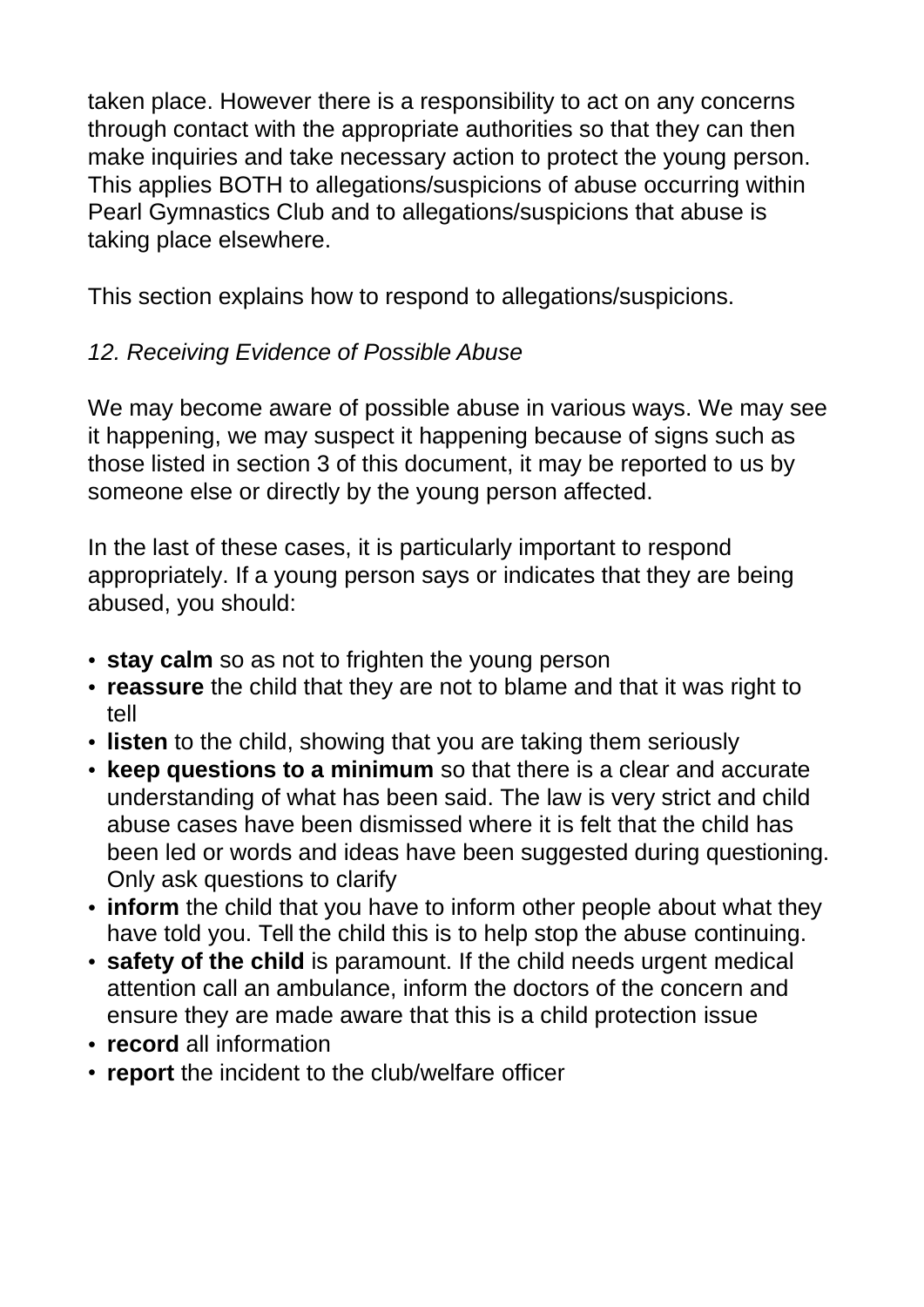taken place. However there is a responsibility to act on any concerns through contact with the appropriate authorities so that they can then make inquiries and take necessary action to protect the young person. This applies BOTH to allegations/suspicions of abuse occurring within Pearl Gymnastics Club and to allegations/suspicions that abuse is taking place elsewhere.

This section explains how to respond to allegations/suspicions.

*12. Receiving Evidence of Possible Abuse*

We may become aware of possible abuse in various ways. We may see it happening, we may suspect it happening because of signs such as those listed in section 3 of this document, it may be reported to us by someone else or directly by the young person affected.

In the last of these cases, it is particularly important to respond appropriately. If a young person says or indicates that they are being abused, you should:

- **stay calm** so as not to frighten the young person
- **reassure** the child that they are not to blame and that it was right to tell
- **listen** to the child, showing that you are taking them seriously
- **keep questions to a minimum** so that there is a clear and accurate understanding of what has been said. The law is very strict and child abuse cases have been dismissed where it is felt that the child has been led or words and ideas have been suggested during questioning. Only ask questions to clarify
- **inform** the child that you have to inform other people about what they have told you. Tell the child this is to help stop the abuse continuing.
- **safety of the child** is paramount. If the child needs urgent medical attention call an ambulance, inform the doctors of the concern and ensure they are made aware that this is a child protection issue
- **record** all information
- **report** the incident to the club/welfare officer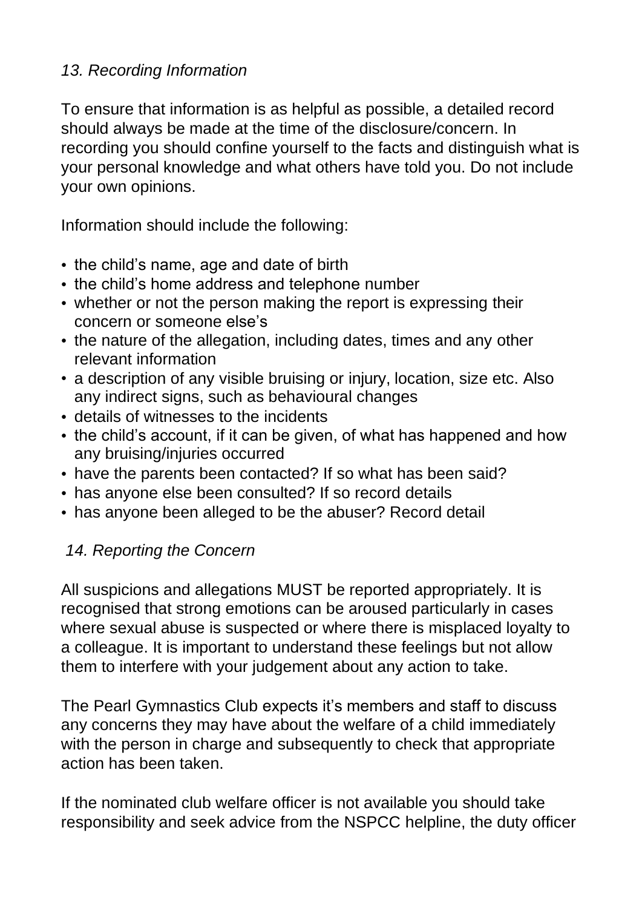### *13. Recording Information*

To ensure that information is as helpful as possible, a detailed record should always be made at the time of the disclosure/concern. In recording you should confine yourself to the facts and distinguish what is your personal knowledge and what others have told you. Do not include your own opinions.

Information should include the following:

- the child's name, age and date of birth
- the child's home address and telephone number
- whether or not the person making the report is expressing their concern or someone else's
- the nature of the allegation, including dates, times and any other relevant information
- a description of any visible bruising or injury, location, size etc. Also any indirect signs, such as behavioural changes
- details of witnesses to the incidents
- the child's account, if it can be given, of what has happened and how any bruising/injuries occurred
- have the parents been contacted? If so what has been said?
- has anyone else been consulted? If so record details
- has anyone been alleged to be the abuser? Record detail

### *14. Reporting the Concern*

All suspicions and allegations MUST be reported appropriately. It is recognised that strong emotions can be aroused particularly in cases where sexual abuse is suspected or where there is misplaced loyalty to a colleague. It is important to understand these feelings but not allow them to interfere with your judgement about any action to take.

The Pearl Gymnastics Club expects it's members and staff to discuss any concerns they may have about the welfare of a child immediately with the person in charge and subsequently to check that appropriate action has been taken.

If the nominated club welfare officer is not available you should take responsibility and seek advice from the NSPCC helpline, the duty officer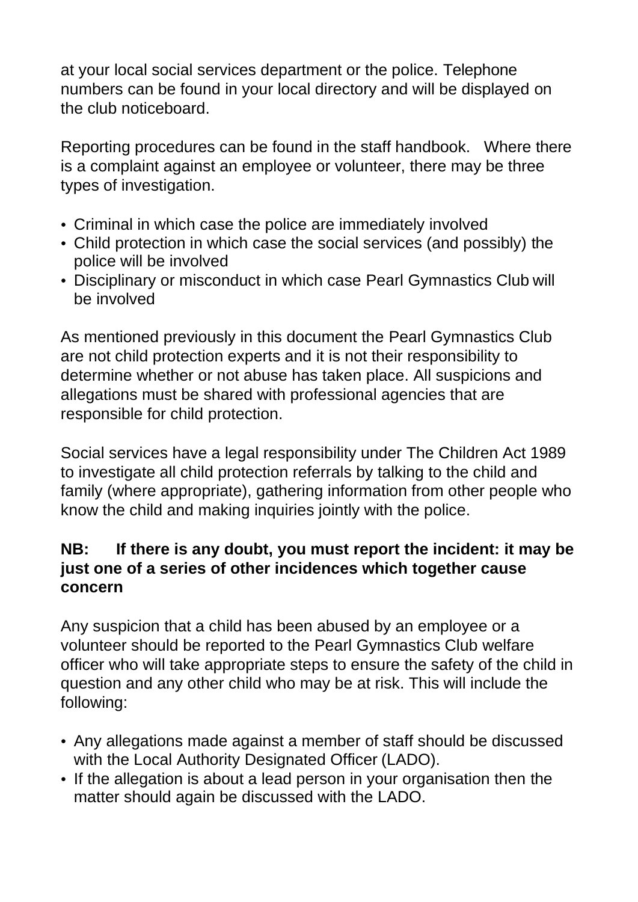at your local social services department or the police. Telephone numbers can be found in your local directory and will be displayed on the club noticeboard.

Reporting procedures can be found in the staff handbook. Where there is a complaint against an employee or volunteer, there may be three types of investigation.

- Criminal in which case the police are immediately involved
- Child protection in which case the social services (and possibly) the police will be involved
- Disciplinary or misconduct in which case Pearl Gymnastics Club will be involved

As mentioned previously in this document the Pearl Gymnastics Club are not child protection experts and it is not their responsibility to determine whether or not abuse has taken place. All suspicions and allegations must be shared with professional agencies that are responsible for child protection.

Social services have a legal responsibility under The Children Act 1989 to investigate all child protection referrals by talking to the child and family (where appropriate), gathering information from other people who know the child and making inquiries jointly with the police.

**NB: If there is any doubt, you must report the incident: it may be just one of a series of other incidences which together cause concern**

Any suspicion that a child has been abused by an employee or a volunteer should be reported to the Pearl Gymnastics Club welfare officer who will take appropriate steps to ensure the safety of the child in question and any other child who may be at risk. This will include the following:

- Any allegations made against a member of staff should be discussed with the Local Authority Designated Officer (LADO).
- If the allegation is about a lead person in your organisation then the matter should again be discussed with the LADO.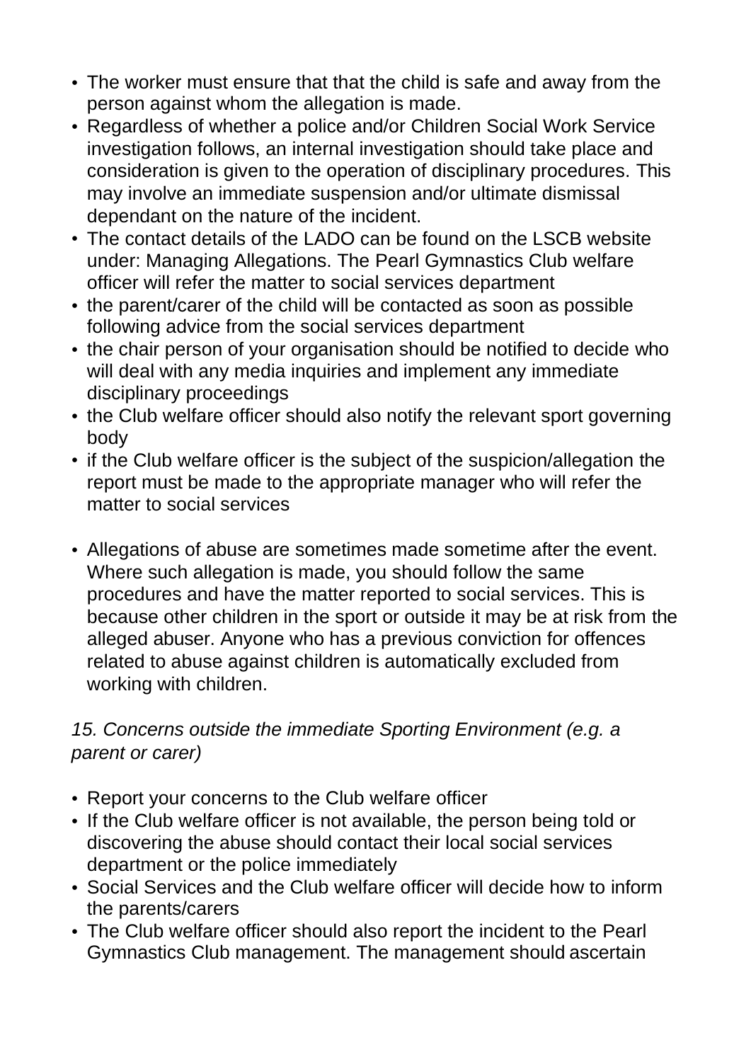- The worker must ensure that that the child is safe and away from the person against whom the allegation is made.
- Regardless of whether a police and/or Children Social Work Service investigation follows, an internal investigation should take place and consideration is given to the operation of disciplinary procedures. This may involve an immediate suspension and/or ultimate dismissal dependant on the nature of the incident.
- The contact details of the LADO can be found on the LSCB website under: Managing Allegations. The Pearl Gymnastics Club welfare officer will refer the matter to social services department
- the parent/carer of the child will be contacted as soon as possible following advice from the social services department
- the chair person of your organisation should be notified to decide who will deal with any media inquiries and implement any immediate disciplinary proceedings
- the Club welfare officer should also notify the relevant sport governing body
- if the Club welfare officer is the subject of the suspicion/allegation the report must be made to the appropriate manager who will refer the matter to social services

- Allegations of abuse are sometimes made sometime after the event. Where such allegation is made, you should follow the same procedures and have the matter reported to social services. This is because other children in the sport or outside it may be at risk from the alleged abuser. Anyone who has a previous conviction for offences related to abuse against children is automatically excluded from working with children.

*15. Concerns outside the immediate Sporting Environment (e.g. a parent or carer)*

- Report your concerns to the Club welfare officer
- If the Club welfare officer is not available, the person being told or discovering the abuse should contact their local social services department or the police immediately
- Social Services and the Club welfare officer will decide how to inform the parents/carers
- The Club welfare officer should also report the incident to the Pearl Gymnastics Club management. The management should ascertain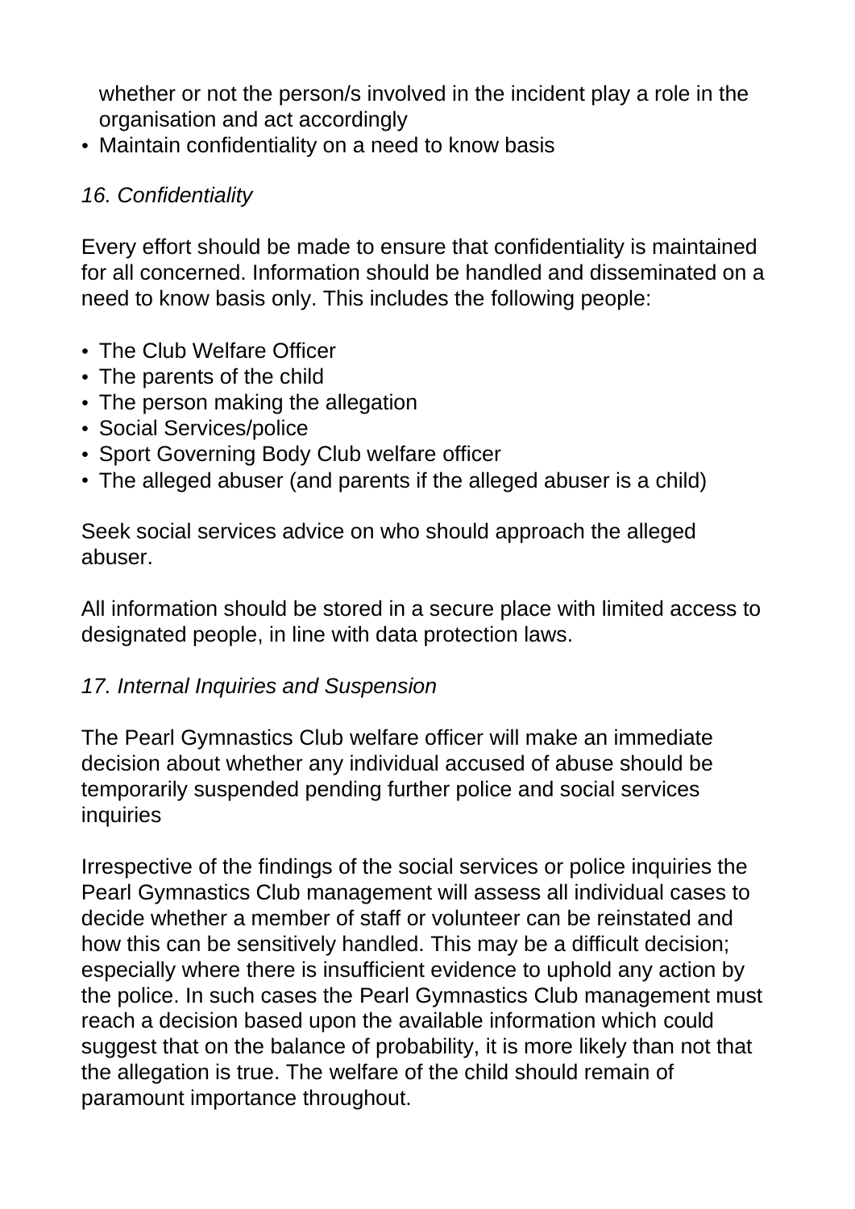whether or not the person/s involved in the incident play a role in the organisation and act accordingly

- Maintain confidentiality on a need to know basis

*16. Confidentiality*

Every effort should be made to ensure that confidentiality is maintained for all concerned. Information should be handled and disseminated on a need to know basis only. This includes the following people:

- The Club Welfare Officer
- The parents of the child
- The person making the allegation
- Social Services/police
- Sport Governing Body Club welfare officer
- The alleged abuser (and parents if the alleged abuser is a child)

Seek social services advice on who should approach the alleged abuser.

All information should be stored in a secure place with limited access to designated people, in line with data protection laws.

*17. Internal Inquiries and Suspension*

The Pearl Gymnastics Club welfare officer will make an immediate decision about whether any individual accused of abuse should be temporarily suspended pending further police and social services inquiries

Irrespective of the findings of the social services or police inquiries the Pearl Gymnastics Club management will assess all individual cases to decide whether a member of staff or volunteer can be reinstated and how this can be sensitively handled. This may be a difficult decision; especially where there is insufficient evidence to uphold any action by the police. In such cases the Pearl Gymnastics Club management must reach a decision based upon the available information which could suggest that on the balance of probability, it is more likely than not that the allegation is true. The welfare of the child should remain of paramount importance throughout.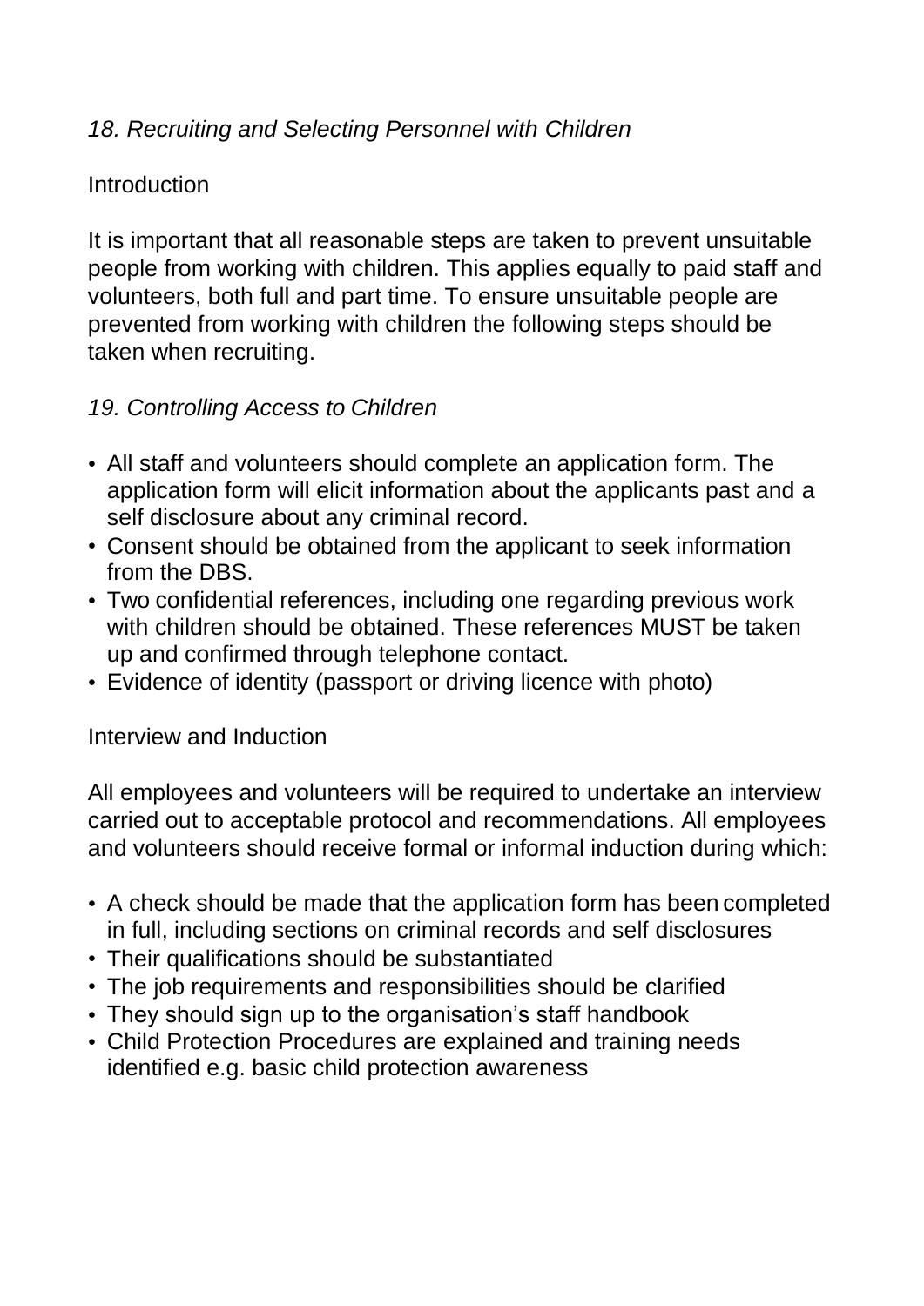## *18. Recruiting and Selecting Personnel with Children*

### Introduction

It is important that all reasonable steps are taken to prevent unsuitable people from working with children. This applies equally to paid staff and volunteers, both full and part time. To ensure unsuitable people are prevented from working with children the following steps should be taken when recruiting.

## *19. Controlling Access to Children*

- All staff and volunteers should complete an application form. The application form will elicit information about the applicants past and a self disclosure about any criminal record.
- Consent should be obtained from the applicant to seek information from the DBS.
- Two confidential references, including one regarding previous work with children should be obtained. These references MUST be taken up and confirmed through telephone contact.
- Evidence of identity (passport or driving licence with photo)

### Interview and Induction

All employees and volunteers will be required to undertake an interview carried out to acceptable protocol and recommendations. All employees and volunteers should receive formal or informal induction during which:

- A check should be made that the application form has been completed in full, including sections on criminal records and self disclosures
- Their qualifications should be substantiated
- The job requirements and responsibilities should be clarified
- They should sign up to the organisation's staff handbook
- Child Protection Procedures are explained and training needs identified e.g. basic child protection awareness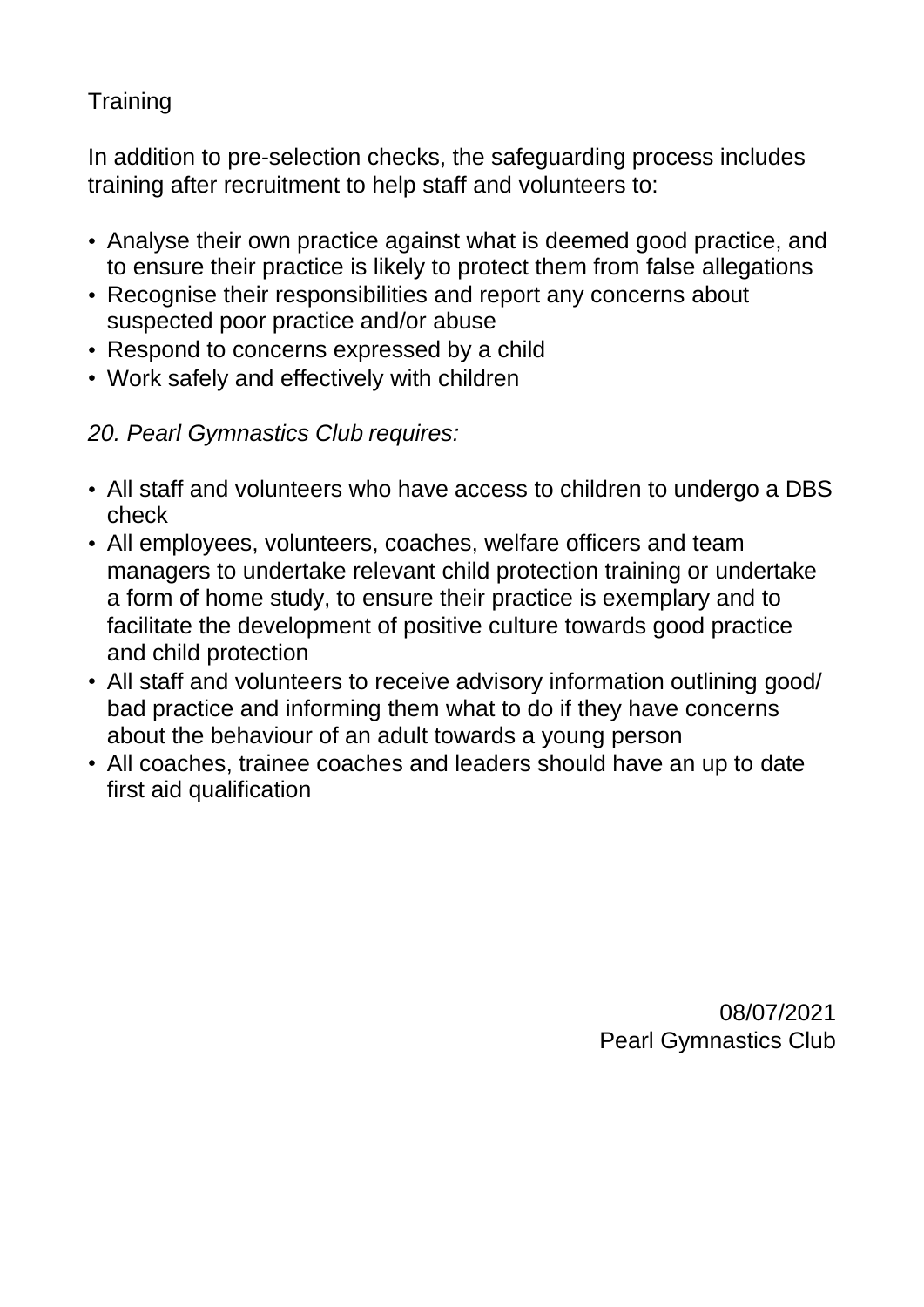Training

In addition to pre-selection checks, the safeguarding process includes training after recruitment to help staff and volunteers to:

- Analyse their own practice against what is deemed good practice, and to ensure their practice is likely to protect them from false allegations
- Recognise their responsibilities and report any concerns about suspected poor practice and/or abuse
- Respond to concerns expressed by a child
- Work safely and effectively with children

*20. Pearl Gymnastics Club requires:*

- All staff and volunteers who have access to children to undergo a DBS check
- All employees, volunteers, coaches, welfare officers and team managers to undertake relevant child protection training or undertake a form of home study, to ensure their practice is exemplary and to facilitate the development of positive culture towards good practice and child protection
- All staff and volunteers to receive advisory information outlining good/ bad practice and informing them what to do if they have concerns about the behaviour of an adult towards a young person
- All coaches, trainee coaches and leaders should have an up to date first aid qualification

08/07/2021
Pearl Gymnastics Club